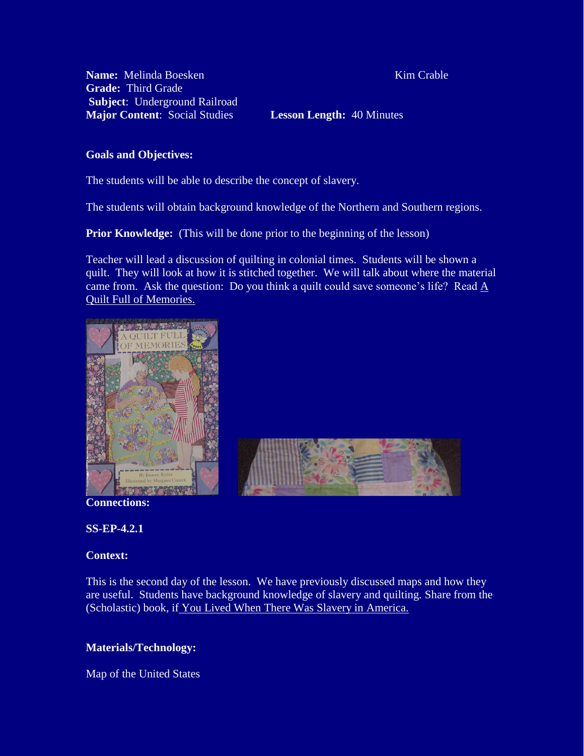**Name:** Melinda Boesken Kim Crable
**Grade:** Third Grade
**Subject**: Underground Railroad
**Major Content**: Social Studies **Lesson Length:** 40 Minutes

**Goals and Objectives:**

The students will be able to describe the concept of slavery.

The students will obtain background knowledge of the Northern and Southern regions.

**Prior Knowledge:** (This will be done prior to the beginning of the lesson)

Teacher will lead a discussion of quilting in colonial times. Students will be shown a quilt. They will look at how it is stitched together. We will talk about where the material came from. Ask the question: Do you think a quilt could save someone's life? Read A Quilt Full of Memories.

**Connections:**

**SS-EP-4.2.1**

**Context:**

This is the second day of the lesson. We have previously discussed maps and how they are useful. Students have background knowledge of slavery and quilting. Share from the (Scholastic) book, if You Lived When There Was Slavery in America.

**Materials/Technology:**

Map of the United States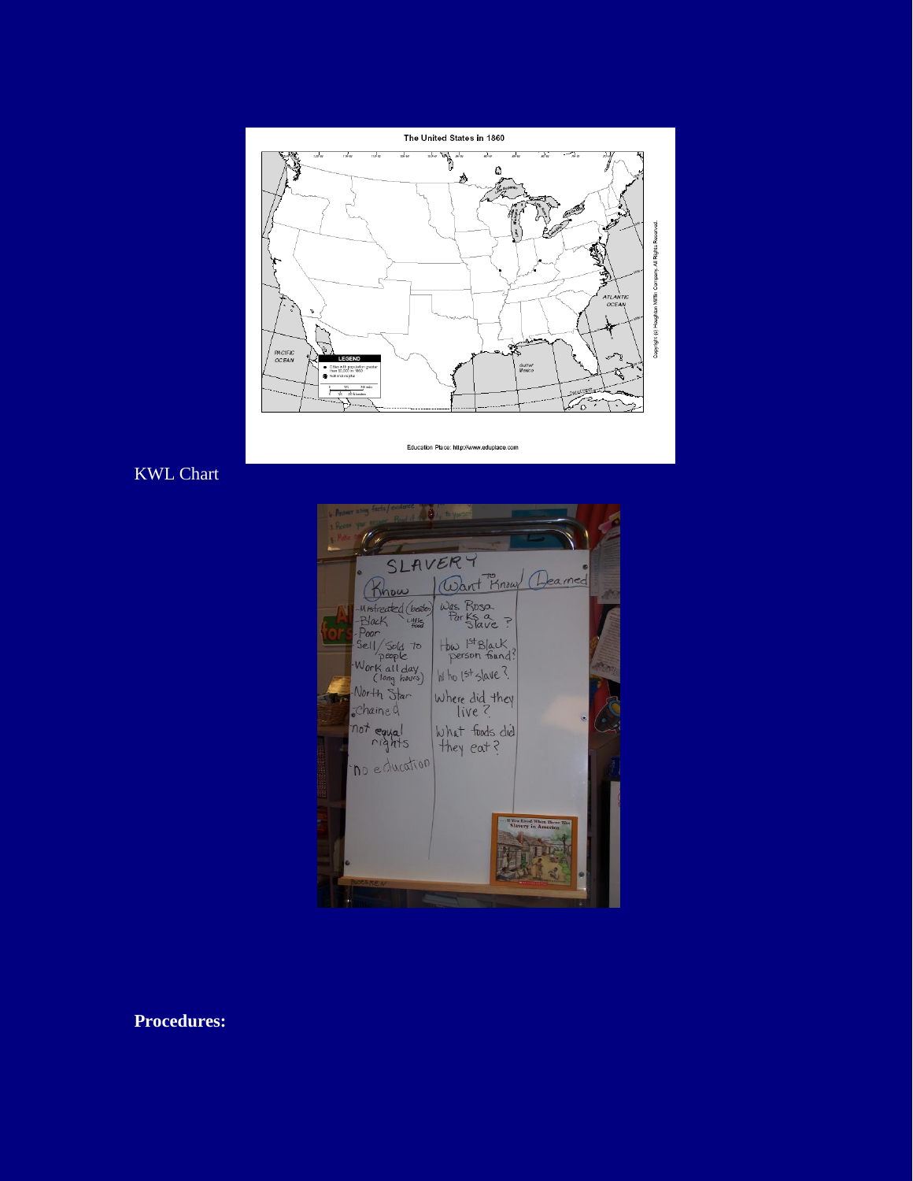KWL Chart

**Procedures:**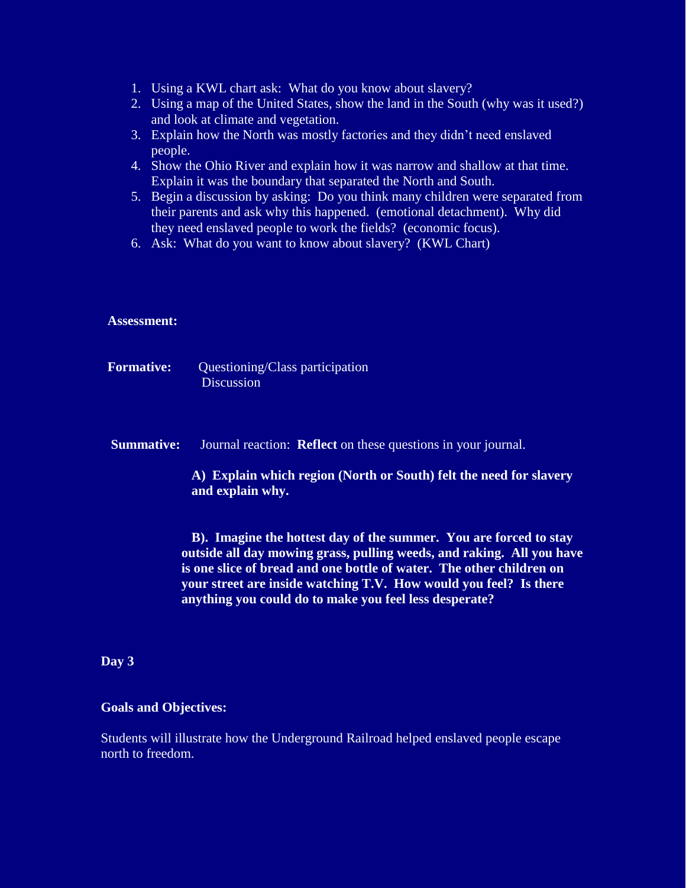1. Using a KWL chart ask: What do you know about slavery?
2. Using a map of the United States, show the land in the South (why was it used?) and look at climate and vegetation.
3. Explain how the North was mostly factories and they didn't need enslaved people.
4. Show the Ohio River and explain how it was narrow and shallow at that time. Explain it was the boundary that separated the North and South.
5. Begin a discussion by asking: Do you think many children were separated from their parents and ask why this happened. (emotional detachment). Why did they need enslaved people to work the fields? (economic focus).
6. Ask: What do you want to know about slavery? (KWL Chart)

**Assessment:**

**Formative:** Questioning/Class participation
Discussion

**Summative:** Journal reaction: **Reflect** on these questions in your journal.

**A) Explain which region (North or South) felt the need for slavery and explain why.**

**B). Imagine the hottest day of the summer. You are forced to stay outside all day mowing grass, pulling weeds, and raking. All you have is one slice of bread and one bottle of water. The other children on your street are inside watching T.V. How would you feel? Is there anything you could do to make you feel less desperate?**

## Day 3

**Goals and Objectives:**

Students will illustrate how the Underground Railroad helped enslaved people escape north to freedom.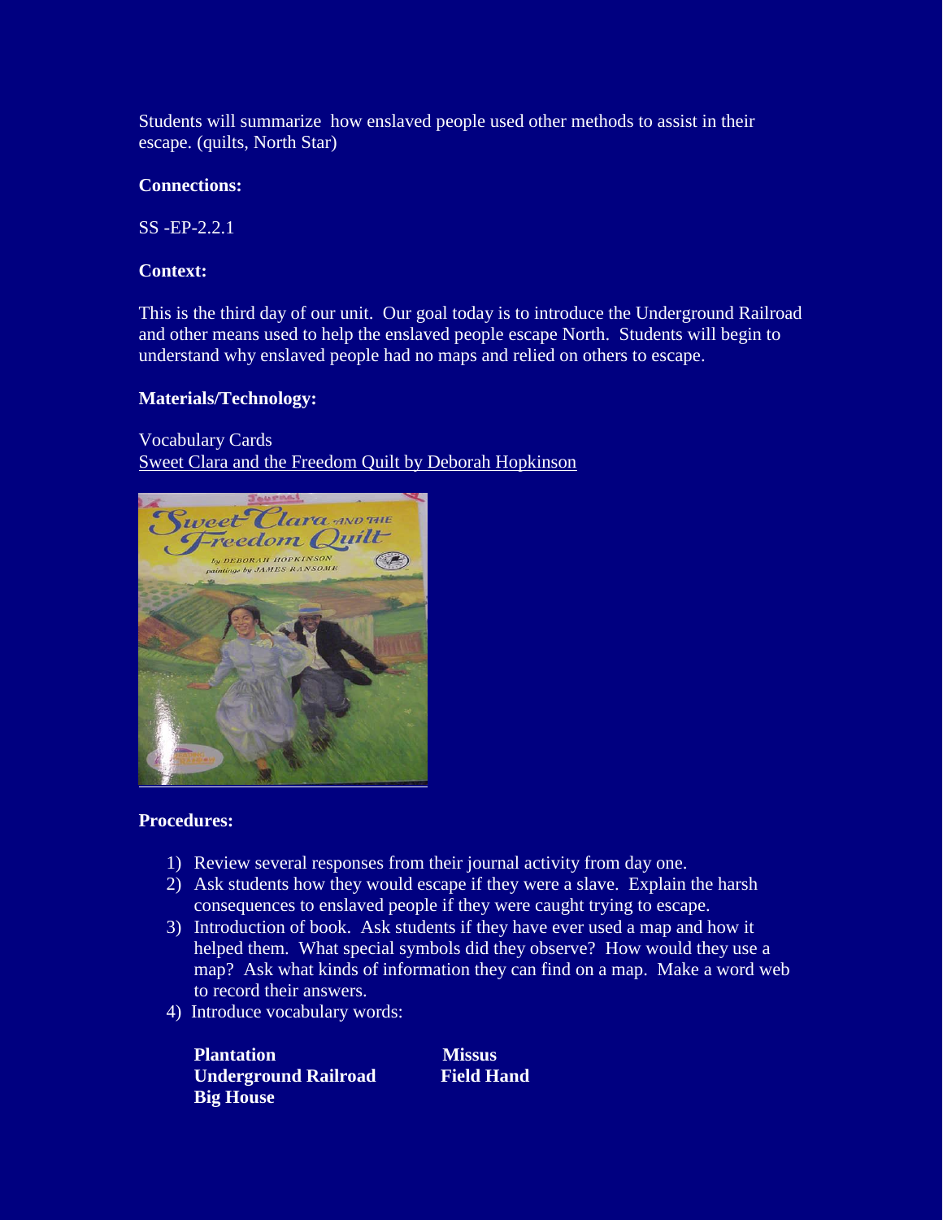Students will summarize how enslaved people used other methods to assist in their escape. (quilts, North Star)

**Connections:**

SS -EP-2.2.1

**Context:**

This is the third day of our unit. Our goal today is to introduce the Underground Railroad and other means used to help the enslaved people escape North. Students will begin to understand why enslaved people had no maps and relied on others to escape.

**Materials/Technology:**

Vocabulary Cards
Sweet Clara and the Freedom Quilt by Deborah Hopkinson

**Procedures:**

1) Review several responses from their journal activity from day one.
2) Ask students how they would escape if they were a slave. Explain the harsh consequences to enslaved people if they were caught trying to escape.
3) Introduction of book. Ask students if they have ever used a map and how it helped them. What special symbols did they observe? How would they use a map? Ask what kinds of information they can find on a map. Make a word web to record their answers.
4) Introduce vocabulary words:

**Plantation** **Missus**
**Underground Railroad** **Field Hand**
**Big House**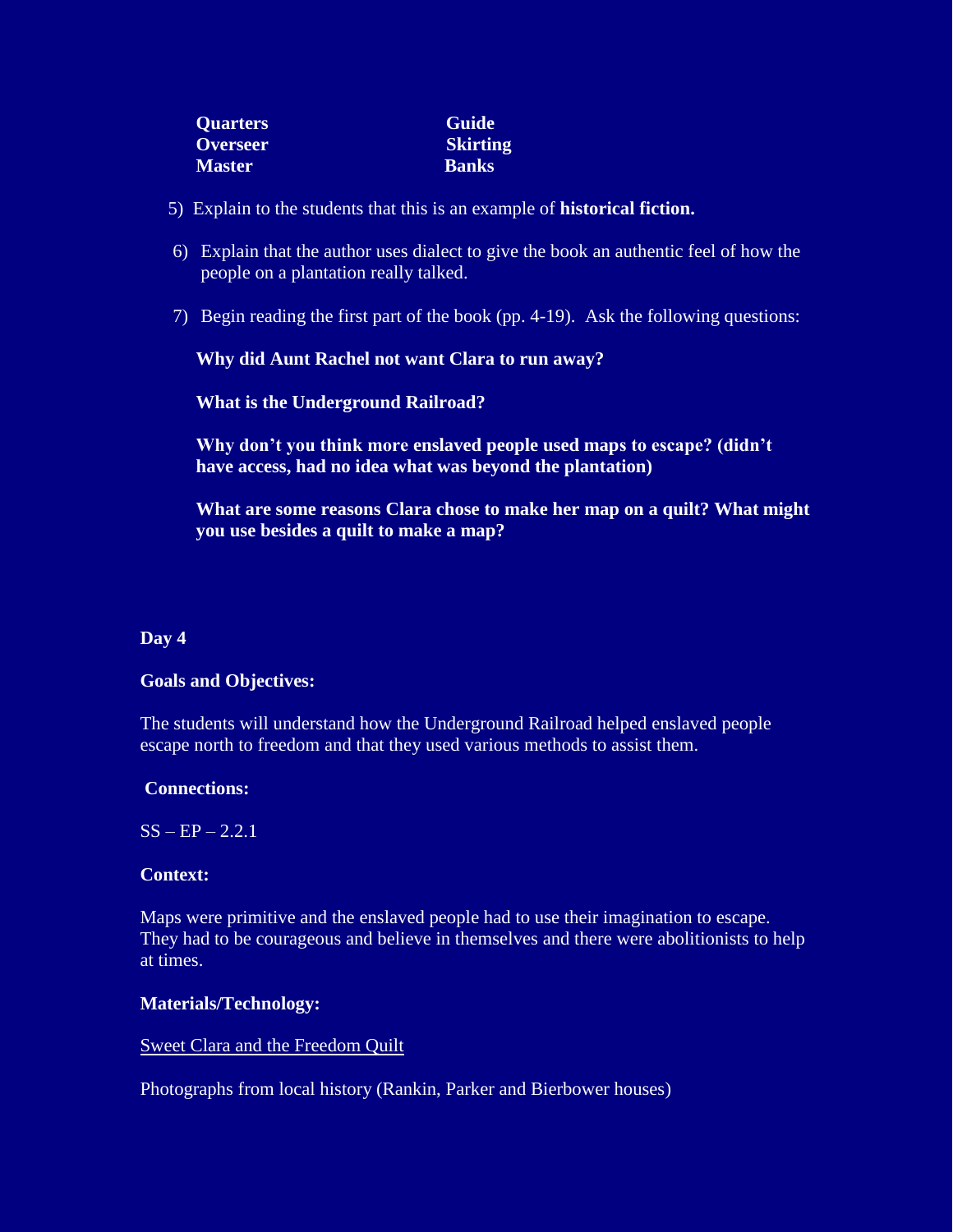| **Quarters** | **Guide** |
| --- | --- |
| **Overseer** | **Skirting** |
| **Master** | **Banks** |

5) Explain to the students that this is an example of **historical fiction.**

6) Explain that the author uses dialect to give the book an authentic feel of how the people on a plantation really talked.

7) Begin reading the first part of the book (pp. 4-19). Ask the following questions:

   **Why did Aunt Rachel not want Clara to run away?**

   **What is the Underground Railroad?**

   **Why don't you think more enslaved people used maps to escape? (didn't have access, had no idea what was beyond the plantation)**

   **What are some reasons Clara chose to make her map on a quilt? What might you use besides a quilt to make a map?**

**Day 4**

**Goals and Objectives:**

The students will understand how the Underground Railroad helped enslaved people escape north to freedom and that they used various methods to assist them.

**Connections:**

SS – EP – 2.2.1

**Context:**

Maps were primitive and the enslaved people had to use their imagination to escape. They had to be courageous and believe in themselves and there were abolitionists to help at times.

**Materials/Technology:**

Sweet Clara and the Freedom Quilt

Photographs from local history (Rankin, Parker and Bierbower houses)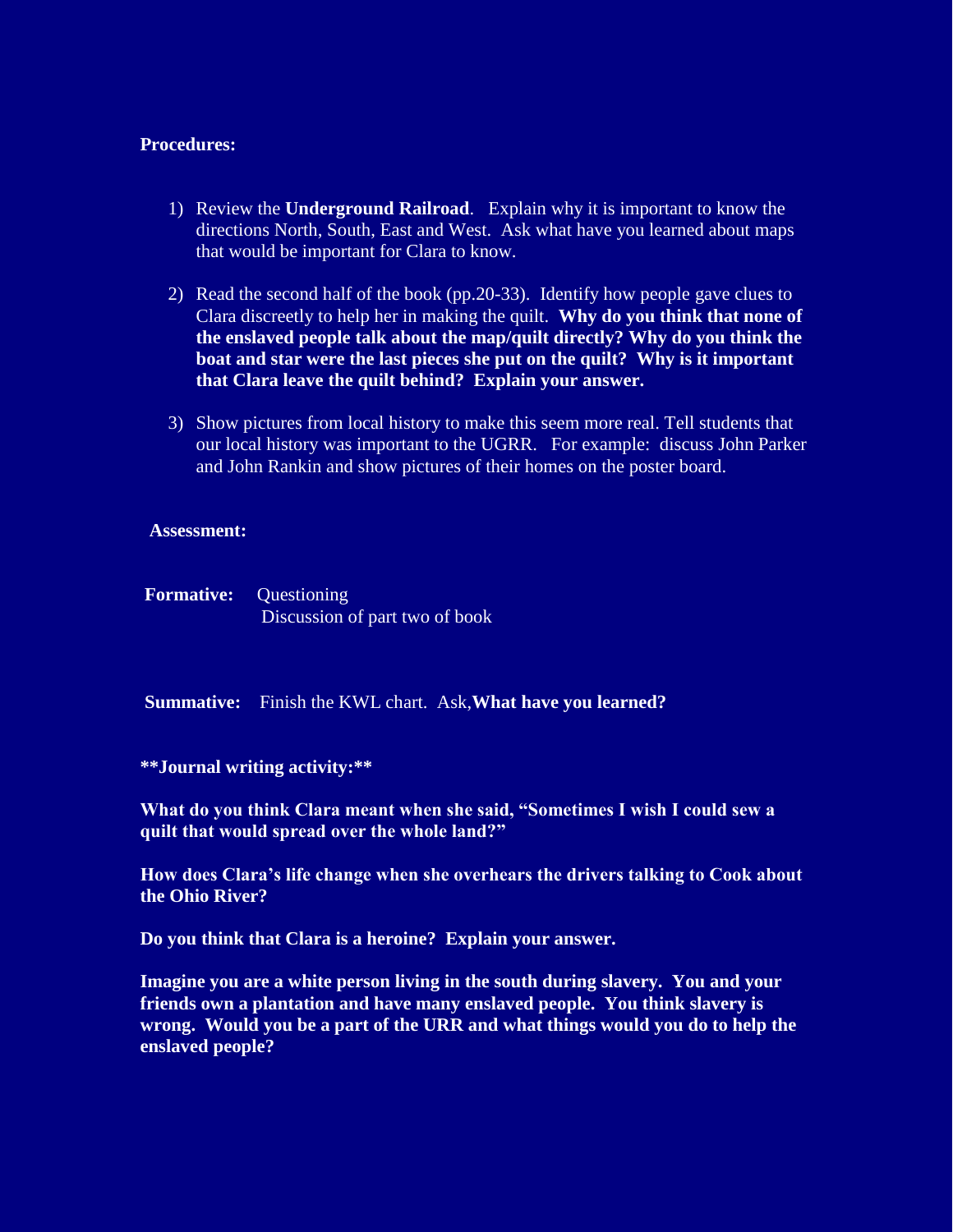**Procedures:**

1) Review the **Underground Railroad**. Explain why it is important to know the directions North, South, East and West. Ask what have you learned about maps that would be important for Clara to know.

2) Read the second half of the book (pp.20-33). Identify how people gave clues to Clara discreetly to help her in making the quilt. **Why do you think that none of the enslaved people talk about the map/quilt directly? Why do you think the boat and star were the last pieces she put on the quilt? Why is it important that Clara leave the quilt behind? Explain your answer.**

3) Show pictures from local history to make this seem more real. Tell students that our local history was important to the UGRR. For example: discuss John Parker and John Rankin and show pictures of their homes on the poster board.

**Assessment:**

**Formative:** Questioning
Discussion of part two of book

**Summative:** Finish the KWL chart. Ask, **What have you learned?**

**Journal writing activity:**

**What do you think Clara meant when she said, "Sometimes I wish I could sew a quilt that would spread over the whole land?"**

**How does Clara's life change when she overhears the drivers talking to Cook about the Ohio River?**

**Do you think that Clara is a heroine? Explain your answer.**

**Imagine you are a white person living in the south during slavery. You and your friends own a plantation and have many enslaved people. You think slavery is wrong. Would you be a part of the URR and what things would you do to help the enslaved people?**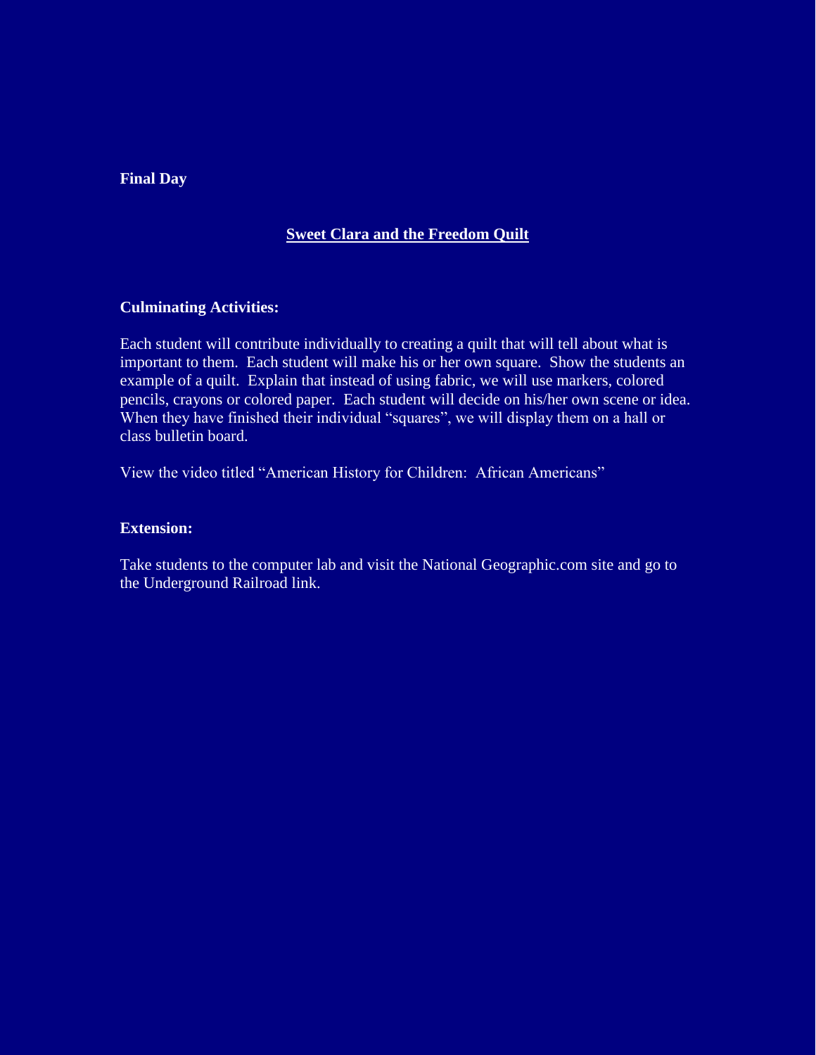**Final Day**

**Sweet Clara and the Freedom Quilt**

**Culminating Activities:**

Each student will contribute individually to creating a quilt that will tell about what is important to them. Each student will make his or her own square. Show the students an example of a quilt. Explain that instead of using fabric, we will use markers, colored pencils, crayons or colored paper. Each student will decide on his/her own scene or idea. When they have finished their individual "squares", we will display them on a hall or class bulletin board.

View the video titled "American History for Children: African Americans"

**Extension:**

Take students to the computer lab and visit the National Geographic.com site and go to the Underground Railroad link.